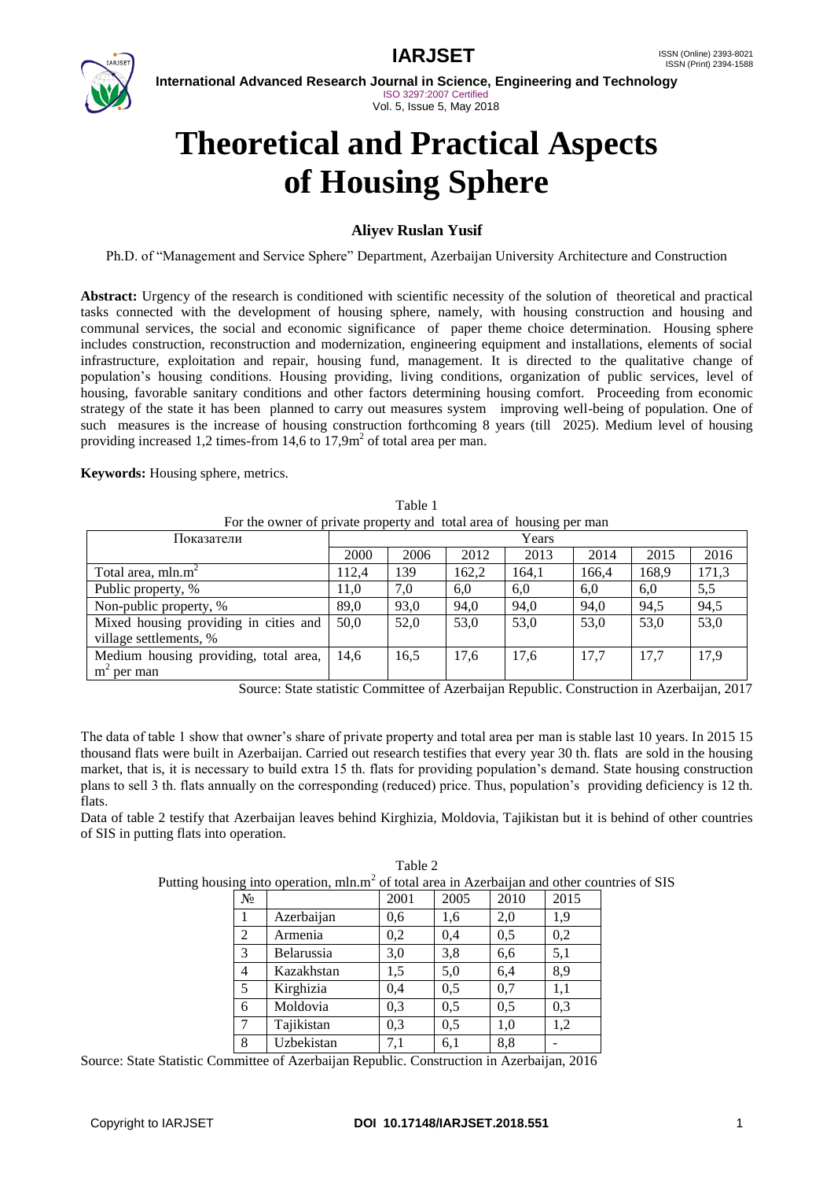# Theoretical and Practical Aspects of Housing Sphere

**Aliyev Ruslan Yusif**

Ph.D. of "Management and Service Sphere" Department, Azerbaijan University Architecture and Construction

**Abstract:** Urgency of the research is conditioned with scientific necessity of the solution of theoretical and practical tasks connected with the development of housing sphere, namely, with housing construction and housing and communal services, the social and economic significance of paper theme choice determination. Housing sphere includes construction, reconstruction and modernization, engineering equipment and installations, elements of social infrastructure, exploitation and repair, housing fund, management. It is directed to the qualitative change of population's housing conditions. Housing providing, living conditions, organization of public services, level of housing, favorable sanitary conditions and other factors determining housing comfort. Proceeding from economic strategy of the state it has been planned to carry out measures system improving well-being of population. One of such measures is the increase of housing construction forthcoming 8 years (till 2025). Medium level of housing providing increased 1,2 times-from 14,6 to 17,9m$^2$ of total area per man.

**Keywords:** Housing sphere, metrics.

Table 1

For the owner of private property and total area of housing per man

| Показатели | Years | | | | | | |
|---|---|---|---|---|---|---|---|
| | 2000 | 2006 | 2012 | 2013 | 2014 | 2015 | 2016 |
| Total area, mln.m$^2$ | 112,4 | 139 | 162,2 | 164,1 | 166,4 | 168,9 | 171,3 |
| Public property, % | 11,0 | 7,0 | 6,0 | 6,0 | 6,0 | 6,0 | 5,5 |
| Non-public property, % | 89,0 | 93,0 | 94,0 | 94,0 | 94,0 | 94,5 | 94,5 |
| Mixed housing providing in cities and village settlements, % | 50,0 | 52,0 | 53,0 | 53,0 | 53,0 | 53,0 | 53,0 |
| Medium housing providing, total area, m$^2$ per man | 14,6 | 16,5 | 17,6 | 17,6 | 17,7 | 17,7 | 17,9 |

Source: State statistic Committee of Azerbaijan Republic. Construction in Azerbaijan, 2017

The data of table 1 show that owner's share of private property and total area per man is stable last 10 years. In 2015 15 thousand flats were built in Azerbaijan. Carried out research testifies that every year 30 th. flats are sold in the housing market, that is, it is necessary to build extra 15 th. flats for providing population's demand. State housing construction plans to sell 3 th. flats annually on the corresponding (reduced) price. Thus, population's providing deficiency is 12 th. flats.

Data of table 2 testify that Azerbaijan leaves behind Kirghizia, Moldovia, Tajikistan but it is behind of other countries of SIS in putting flats into operation.

Table 2

Putting housing into operation, mln.m$^2$ of total area in Azerbaijan and other countries of SIS

| № | | 2001 | 2005 | 2010 | 2015 |
|---|---|---|---|---|---|
| 1 | Azerbaijan | 0,6 | 1,6 | 2,0 | 1,9 |
| 2 | Armenia | 0,2 | 0,4 | 0,5 | 0,2 |
| 3 | Belarussia | 3,0 | 3,8 | 6,6 | 5,1 |
| 4 | Kazakhstan | 1,5 | 5,0 | 6,4 | 8,9 |
| 5 | Kirghizia | 0,4 | 0,5 | 0,7 | 1,1 |
| 6 | Moldovia | 0,3 | 0,5 | 0,5 | 0,3 |
| 7 | Tajikistan | 0,3 | 0,5 | 1,0 | 1,2 |
| 8 | Uzbekistan | 7,1 | 6,1 | 8,8 | - |

Source: State Statistic Committee of Azerbaijan Republic. Construction in Azerbaijan, 2016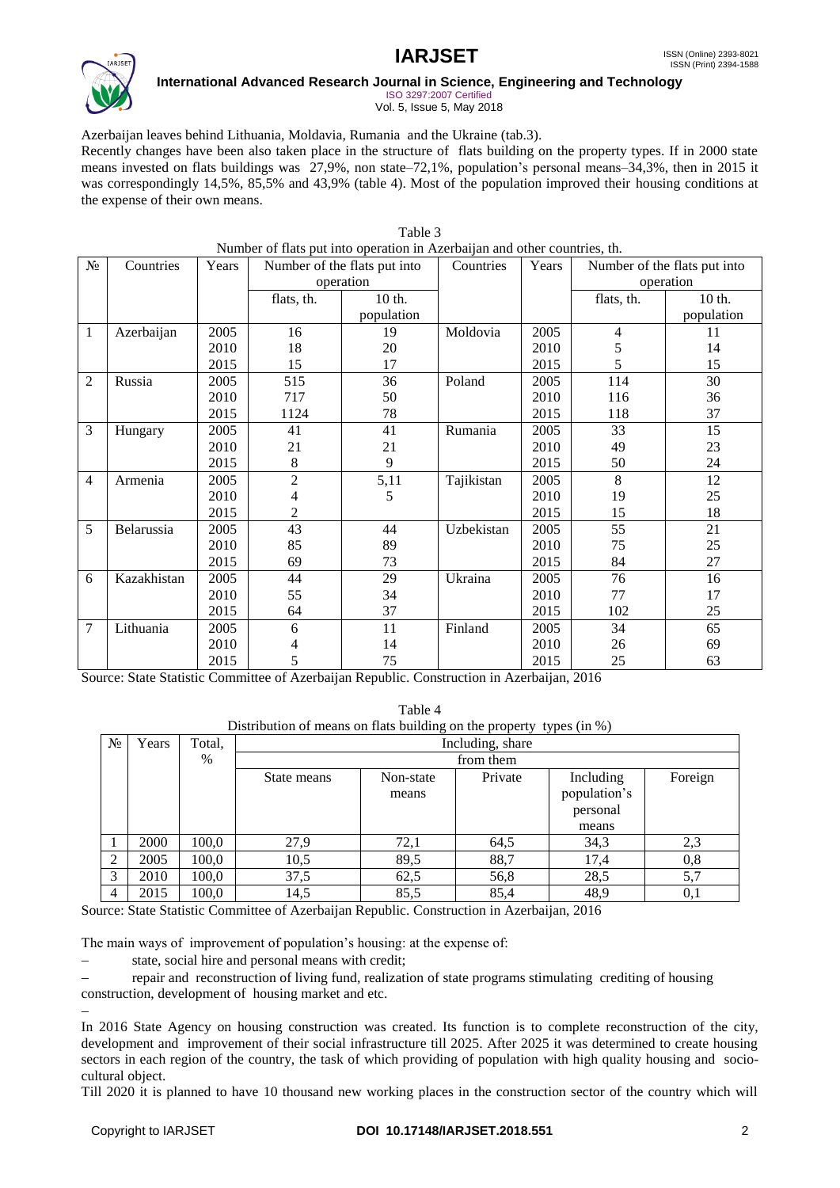Azerbaijan leaves behind Lithuania, Moldavia, Rumania and the Ukraine (tab.3).

Recently changes have been also taken place in the structure of flats building on the property types. If in 2000 state means invested on flats buildings was 27,9%, non state–72,1%, population's personal means–34,3%, then in 2015 it was correspondingly 14,5%, 85,5% and 43,9% (table 4). Most of the population improved their housing conditions at the expense of their own means.

Table 3

Number of flats put into operation in Azerbaijan and other countries, th.

| № | Countries | Years | Number of the flats put into operation | | Countries | Years | Number of the flats put into operation | |
|---|---|---|---|---|---|---|---|---|
| | | | flats, th. | 10 th. population | | | flats, th. | 10 th. population |
| 1 | Azerbaijan | 2005 | 16 | 19 | Moldovia | 2005 | 4 | 11 |
| | | 2010 | 18 | 20 | | 2010 | 5 | 14 |
| | | 2015 | 15 | 17 | | 2015 | 5 | 15 |
| 2 | Russia | 2005 | 515 | 36 | Poland | 2005 | 114 | 30 |
| | | 2010 | 717 | 50 | | 2010 | 116 | 36 |
| | | 2015 | 1124 | 78 | | 2015 | 118 | 37 |
| 3 | Hungary | 2005 | 41 | 41 | Rumania | 2005 | 33 | 15 |
| | | 2010 | 21 | 21 | | 2010 | 49 | 23 |
| | | 2015 | 8 | 9 | | 2015 | 50 | 24 |
| 4 | Armenia | 2005 | 2 | 5,11 | Tajikistan | 2005 | 8 | 12 |
| | | 2010 | 4 | 5 | | 2010 | 19 | 25 |
| | | 2015 | 2 | | | 2015 | 15 | 18 |
| 5 | Belarussia | 2005 | 43 | 44 | Uzbekistan | 2005 | 55 | 21 |
| | | 2010 | 85 | 89 | | 2010 | 75 | 25 |
| | | 2015 | 69 | 73 | | 2015 | 84 | 27 |
| 6 | Kazakhistan | 2005 | 44 | 29 | Ukraina | 2005 | 76 | 16 |
| | | 2010 | 55 | 34 | | 2010 | 77 | 17 |
| | | 2015 | 64 | 37 | | 2015 | 102 | 25 |
| 7 | Lithuania | 2005 | 6 | 11 | Finland | 2005 | 34 | 65 |
| | | 2010 | 4 | 14 | | 2010 | 26 | 69 |
| | | 2015 | 5 | 75 | | 2015 | 25 | 63 |

Source: State Statistic Committee of Azerbaijan Republic. Construction in Azerbaijan, 2016

Table 4

Distribution of means on flats building on the property types (in %)

| № | Years | Total, % | Including, share | | | | |
|---|---|---|---|---|---|---|---|
| | | | from them | | | | |
| | | | State means | Non-state means | Private | Including population's personal means | Foreign |
| 1 | 2000 | 100,0 | 27,9 | 72,1 | 64,5 | 34,3 | 2,3 |
| 2 | 2005 | 100,0 | 10,5 | 89,5 | 88,7 | 17,4 | 0,8 |
| 3 | 2010 | 100,0 | 37,5 | 62,5 | 56,8 | 28,5 | 5,7 |
| 4 | 2015 | 100,0 | 14,5 | 85,5 | 85,4 | 48,9 | 0,1 |

Source: State Statistic Committee of Azerbaijan Republic. Construction in Azerbaijan, 2016

The main ways of improvement of population's housing: at the expense of:

- state, social hire and personal means with credit;
- repair and reconstruction of living fund, realization of state programs stimulating crediting of housing construction, development of housing market and etc.

In 2016 State Agency on housing construction was created. Its function is to complete reconstruction of the city, development and improvement of their social infrastructure till 2025. After 2025 it was determined to create housing sectors in each region of the country, the task of which providing of population with high quality housing and socio-cultural object.

Till 2020 it is planned to have 10 thousand new working places in the construction sector of the country which will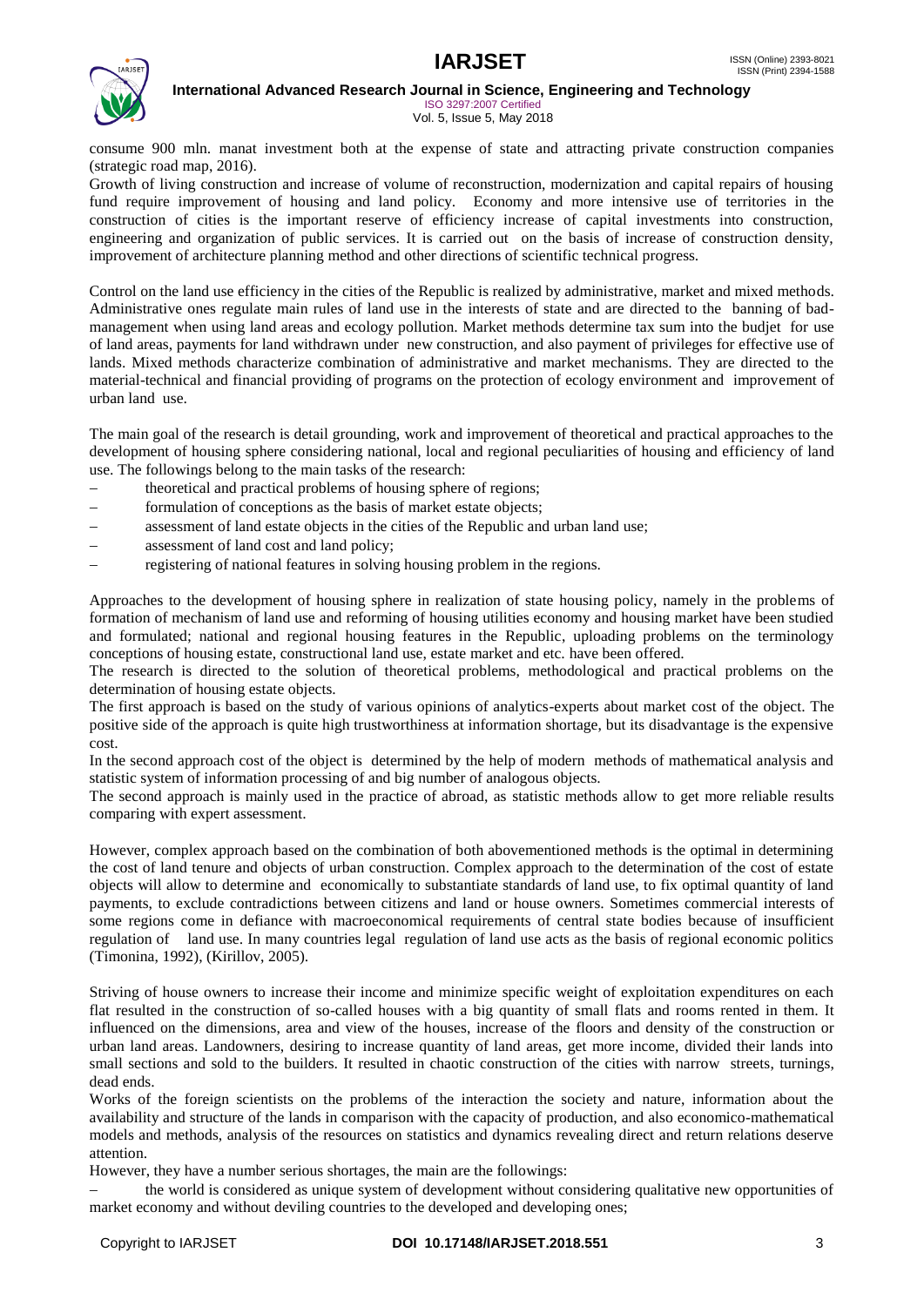consume 900 mln. manat investment both at the expense of state and attracting private construction companies (strategic road map, 2016).

Growth of living construction and increase of volume of reconstruction, modernization and capital repairs of housing fund require improvement of housing and land policy. Economy and more intensive use of territories in the construction of cities is the important reserve of efficiency increase of capital investments into construction, engineering and organization of public services. It is carried out on the basis of increase of construction density, improvement of architecture planning method and other directions of scientific technical progress.

Control on the land use efficiency in the cities of the Republic is realized by administrative, market and mixed methods. Administrative ones regulate main rules of land use in the interests of state and are directed to the banning of bad-management when using land areas and ecology pollution. Market methods determine tax sum into the budjet for use of land areas, payments for land withdrawn under new construction, and also payment of privileges for effective use of lands. Mixed methods characterize combination of administrative and market mechanisms. They are directed to the material-technical and financial providing of programs on the protection of ecology environment and improvement of urban land use.

The main goal of the research is detail grounding, work and improvement of theoretical and practical approaches to the development of housing sphere considering national, local and regional peculiarities of housing and efficiency of land use. The followings belong to the main tasks of the research:

- theoretical and practical problems of housing sphere of regions;
- formulation of conceptions as the basis of market estate objects;
- assessment of land estate objects in the cities of the Republic and urban land use;
- assessment of land cost and land policy;
- registering of national features in solving housing problem in the regions.

Approaches to the development of housing sphere in realization of state housing policy, namely in the problems of formation of mechanism of land use and reforming of housing utilities economy and housing market have been studied and formulated; national and regional housing features in the Republic, uploading problems on the terminology conceptions of housing estate, constructional land use, estate market and etc. have been offered.

The research is directed to the solution of theoretical problems, methodological and practical problems on the determination of housing estate objects.

The first approach is based on the study of various opinions of analytics-experts about market cost of the object. The positive side of the approach is quite high trustworthiness at information shortage, but its disadvantage is the expensive cost.

In the second approach cost of the object is determined by the help of modern methods of mathematical analysis and statistic system of information processing of and big number of analogous objects.

The second approach is mainly used in the practice of abroad, as statistic methods allow to get more reliable results comparing with expert assessment.

However, complex approach based on the combination of both abovementioned methods is the optimal in determining the cost of land tenure and objects of urban construction. Complex approach to the determination of the cost of estate objects will allow to determine and economically to substantiate standards of land use, to fix optimal quantity of land payments, to exclude contradictions between citizens and land or house owners. Sometimes commercial interests of some regions come in defiance with macroeconomical requirements of central state bodies because of insufficient regulation of land use. In many countries legal regulation of land use acts as the basis of regional economic politics (Timonina, 1992), (Kirillov, 2005).

Striving of house owners to increase their income and minimize specific weight of exploitation expenditures on each flat resulted in the construction of so-called houses with a big quantity of small flats and rooms rented in them. It influenced on the dimensions, area and view of the houses, increase of the floors and density of the construction or urban land areas. Landowners, desiring to increase quantity of land areas, get more income, divided their lands into small sections and sold to the builders. It resulted in chaotic construction of the cities with narrow streets, turnings, dead ends.

Works of the foreign scientists on the problems of the interaction the society and nature, information about the availability and structure of the lands in comparison with the capacity of production, and also economico-mathematical models and methods, analysis of the resources on statistics and dynamics revealing direct and return relations deserve attention.

However, they have a number serious shortages, the main are the followings:

- the world is considered as unique system of development without considering qualitative new opportunities of market economy and without deviling countries to the developed and developing ones;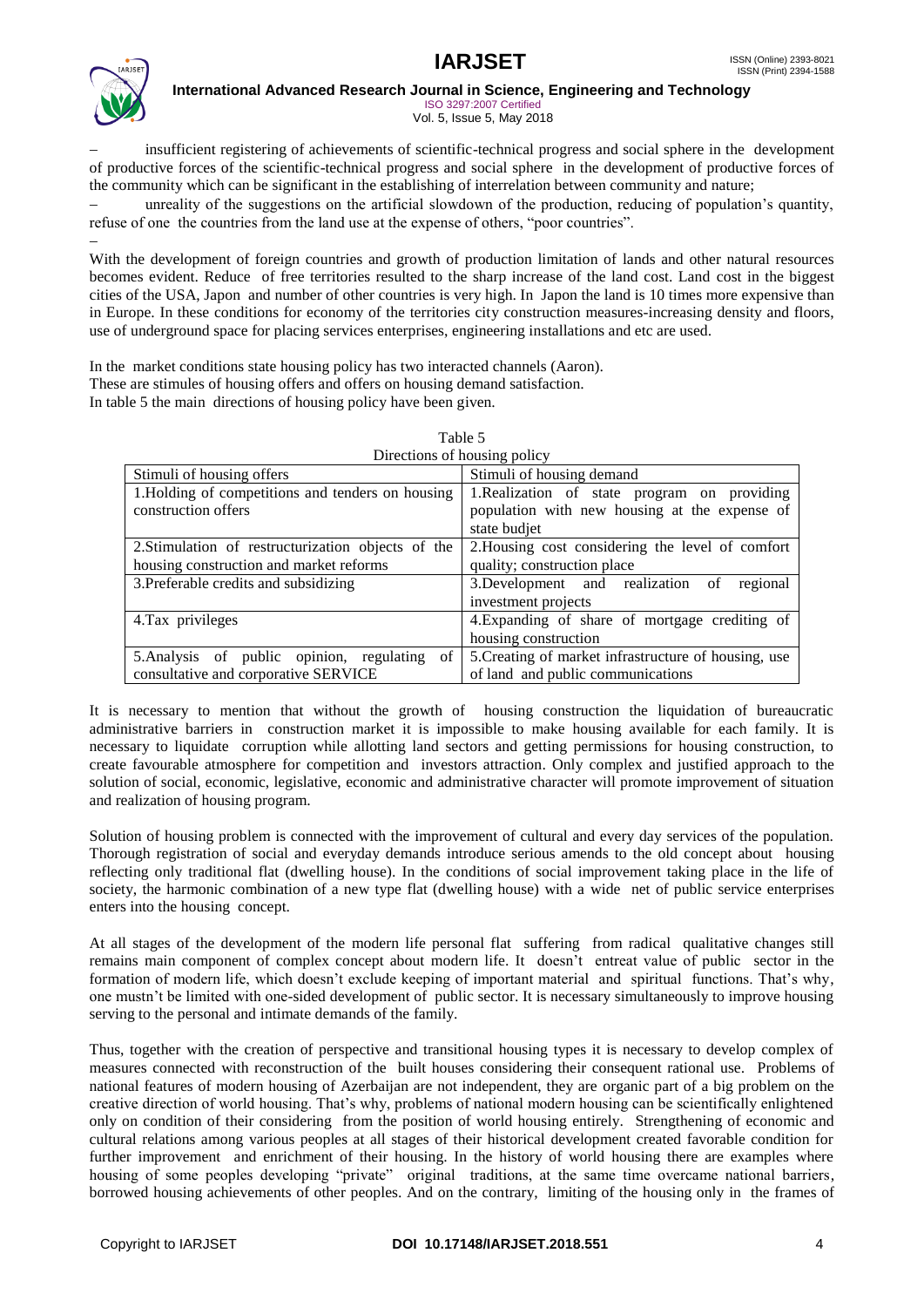– insufficient registering of achievements of scientific-technical progress and social sphere in the development of productive forces of the scientific-technical progress and social sphere in the development of productive forces of the community which can be significant in the establishing of interrelation between community and nature;

– unreality of the suggestions on the artificial slowdown of the production, reducing of population's quantity, refuse of one the countries from the land use at the expense of others, "poor countries".

–

With the development of foreign countries and growth of production limitation of lands and other natural resources becomes evident. Reduce of free territories resulted to the sharp increase of the land cost. Land cost in the biggest cities of the USA, Japon and number of other countries is very high. In Japon the land is 10 times more expensive than in Europe. In these conditions for economy of the territories city construction measures-increasing density and floors, use of underground space for placing services enterprises, engineering installations and etc are used.

In the market conditions state housing policy has two interacted channels (Aaron).
These are stimules of housing offers and offers on housing demand satisfaction.
In table 5 the main directions of housing policy have been given.

Table 5
Directions of housing policy

| Stimuli of housing offers | Stimuli of housing demand |
|---|---|
| 1.Holding of competitions and tenders on housing construction offers | 1.Realization of state program on providing population with new housing at the expense of state budjet |
| 2.Stimulation of restructurization objects of the housing construction and market reforms | 2.Housing cost considering the level of comfort quality; construction place |
| 3.Preferable credits and subsidizing | 3.Development and realization of regional investment projects |
| 4.Tax privileges | 4.Expanding of share of mortgage crediting of housing construction |
| 5.Analysis of public opinion, regulating of consultative and corporative SERVICE | 5.Creating of market infrastructure of housing, use of land and public communications |

It is necessary to mention that without the growth of housing construction the liquidation of bureaucratic administrative barriers in construction market it is impossible to make housing available for each family. It is necessary to liquidate corruption while allotting land sectors and getting permissions for housing construction, to create favourable atmosphere for competition and investors attraction. Only complex and justified approach to the solution of social, economic, legislative, economic and administrative character will promote improvement of situation and realization of housing program.

Solution of housing problem is connected with the improvement of cultural and every day services of the population. Thorough registration of social and everyday demands introduce serious amends to the old concept about housing reflecting only traditional flat (dwelling house). In the conditions of social improvement taking place in the life of society, the harmonic combination of a new type flat (dwelling house) with a wide net of public service enterprises enters into the housing concept.

At all stages of the development of the modern life personal flat suffering from radical qualitative changes still remains main component of complex concept about modern life. It doesn't entreat value of public sector in the formation of modern life, which doesn't exclude keeping of important material and spiritual functions. That's why, one mustn't be limited with one-sided development of public sector. It is necessary simultaneously to improve housing serving to the personal and intimate demands of the family.

Thus, together with the creation of perspective and transitional housing types it is necessary to develop complex of measures connected with reconstruction of the built houses considering their consequent rational use. Problems of national features of modern housing of Azerbaijan are not independent, they are organic part of a big problem on the creative direction of world housing. That's why, problems of national modern housing can be scientifically enlightened only on condition of their considering from the position of world housing entirely. Strengthening of economic and cultural relations among various peoples at all stages of their historical development created favorable condition for further improvement and enrichment of their housing. In the history of world housing there are examples where housing of some peoples developing "private" original traditions, at the same time overcame national barriers, borrowed housing achievements of other peoples. And on the contrary, limiting of the housing only in the frames of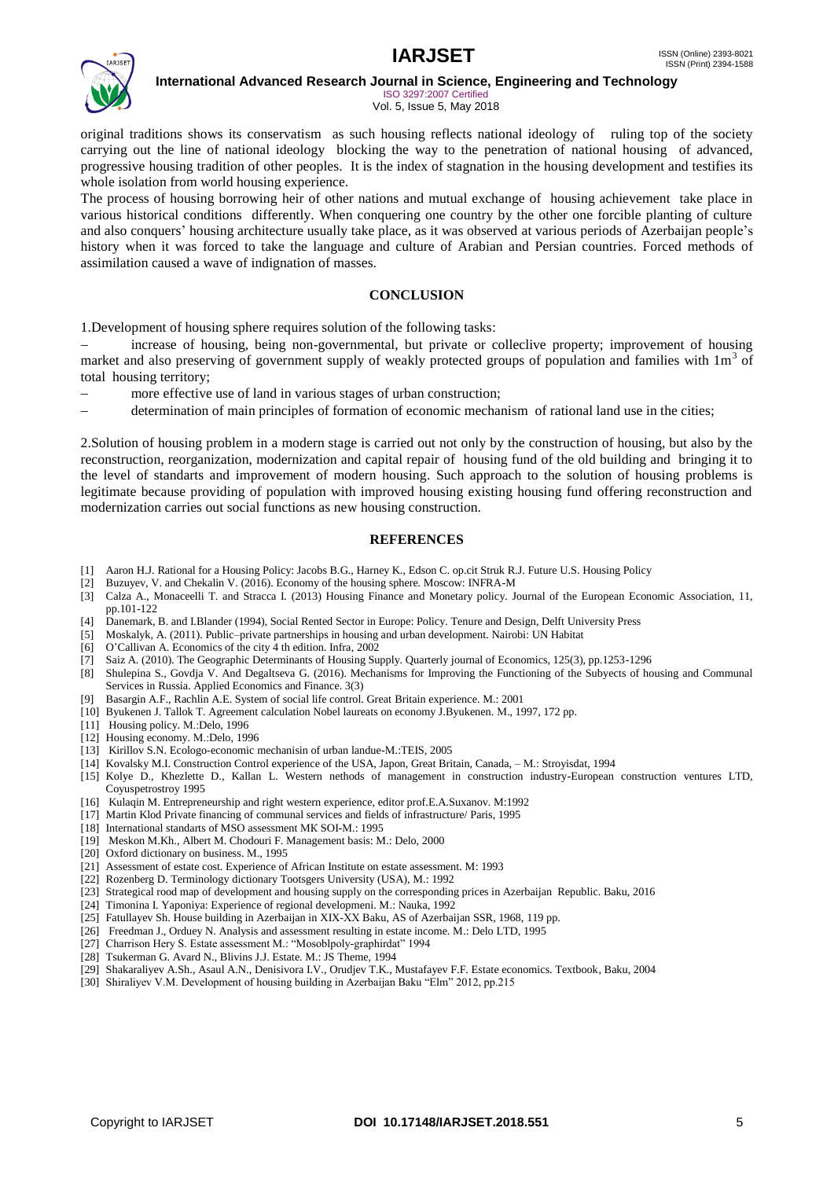original traditions shows its conservatism as such housing reflects national ideology of ruling top of the society carrying out the line of national ideology blocking the way to the penetration of national housing of advanced, progressive housing tradition of other peoples. It is the index of stagnation in the housing development and testifies its whole isolation from world housing experience.

The process of housing borrowing heir of other nations and mutual exchange of housing achievement take place in various historical conditions differently. When conquering one country by the other one forcible planting of culture and also conquers' housing architecture usually take place, as it was observed at various periods of Azerbaijan people's history when it was forced to take the language and culture of Arabian and Persian countries. Forced methods of assimilation caused a wave of indignation of masses.

## CONCLUSION

1.Development of housing sphere requires solution of the following tasks:

- increase of housing, being non-governmental, but private or colleclive property; improvement of housing market and also preserving of government supply of weakly protected groups of population and families with $1m^3$ of total housing territory;
- more effective use of land in various stages of urban construction;
- determination of main principles of formation of economic mechanism of rational land use in the cities;

2.Solution of housing problem in a modern stage is carried out not only by the construction of housing, but also by the reconstruction, reorganization, modernization and capital repair of housing fund of the old building and bringing it to the level of standarts and improvement of modern housing. Such approach to the solution of housing problems is legitimate because providing of population with improved housing existing housing fund offering reconstruction and modernization carries out social functions as new housing construction.

## REFERENCES

[1] Aaron H.J. Rational for a Housing Policy: Jacobs B.G., Harney K., Edson C. op.cit Struk R.J. Future U.S. Housing Policy
[2] Buzuyev, V. and Chekalin V. (2016). Economy of the housing sphere. Moscow: INFRA-M
[3] Calza A., Monaceelli T. and Stracca I. (2013) Housing Finance and Monetary policy. Journal of the European Economic Association, 11, pp.101-122
[4] Danemark, B. and I.Blander (1994), Social Rented Sector in Europe: Policy. Tenure and Design, Delft University Press
[5] Moskalyk, A. (2011). Public–private partnerships in housing and urban development. Nairobi: UN Habitat
[6] O'Callivan A. Economics of the city 4 th edition. Infra, 2002
[7] Saiz A. (2010). The Geographic Determinants of Housing Supply. Quarterly journal of Economics, 125(3), pp.1253-1296
[8] Shulepina S., Govdja V. And Degaltseva G. (2016). Mechanisms for Improving the Functioning of the Subyects of housing and Communal Services in Russia. Applied Economics and Finance. 3(3)
[9] Basargin A.F., Rachlin A.E. System of social life control. Great Britain experience. M.: 2001
[10] Byukenen J. Tallok T. Agreement calculation Nobel laureats on economy J.Byukenen. M., 1997, 172 pp.
[11] Housing policy. M.:Delo, 1996
[12] Housing economy. M.:Delo, 1996
[13] Kirillov S.N. Ecologo-economic mechanisin of urban landue-M.:TEIS, 2005
[14] Kovalsky M.I. Construction Control experience of the USA, Japon, Great Britain, Canada, – M.: Stroyisdat, 1994
[15] Kolye D., Khezlette D., Kallan L. Western nethods of management in construction industry-European construction ventures LTD, Coyuspetrostroy 1995
[16] Kulaqin M. Entrepreneurship and right western experience, editor prof.E.A.Suxanov. M:1992
[17] Martin Klod Private financing of communal services and fields of infrastructure/ Paris, 1995
[18] International standarts of MSO assessment MK SOI-M.: 1995
[19] Meskon M.Kh., Albert M. Chodouri F. Management basis: M.: Delo, 2000
[20] Oxford dictionary on business. M., 1995
[21] Assessment of estate cost. Experience of African Institute on estate assessment. M: 1993
[22] Rozenberg D. Terminology dictionary Tootsgers University (USA), M.: 1992
[23] Strategical rood map of development and housing supply on the corresponding prices in Azerbaijan Republic. Baku, 2016
[24] Timonina I. Yaponiya: Experience of regional developmeni. M.: Nauka, 1992
[25] Fatullayev Sh. House building in Azerbaijan in XIX-XX Baku, AS of Azerbaijan SSR, 1968, 119 pp.
[26] Freedman J., Orduey N. Analysis and assessment resulting in estate income. M.: Delo LTD, 1995
[27] Charrison Hery S. Estate assessment M.: "Mosoblpoly-graphirdat" 1994
[28] Tsukerman G. Avard N., Blivins J.J. Estate. M.: JS Theme, 1994
[29] Shakaraliyev A.Sh., Asaul A.N., Denisivora I.V., Orudjev T.K., Mustafayev F.F. Estate economics. Textbook, Baku, 2004
[30] Shiraliyev V.M. Development of housing building in Azerbaijan Baku "Elm" 2012, pp.215